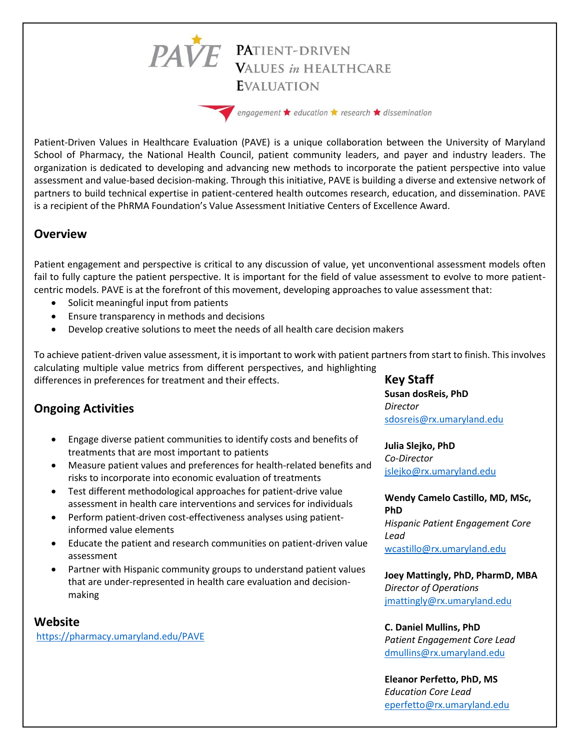# PAVE

# PATIENT-DRIVEN VALUES *in* HEALTHCARE EVALUATION

*engagement ★ education ★ research ★ dissemination*

Patient-Driven Values in Healthcare Evaluation (PAVE) is a unique collaboration between the University of Maryland School of Pharmacy, the National Health Council, patient community leaders, and payer and industry leaders. The organization is dedicated to developing and advancing new methods to incorporate the patient perspective into value assessment and value-based decision-making. Through this initiative, PAVE is building a diverse and extensive network of partners to build technical expertise in patient-centered health outcomes research, education, and dissemination. PAVE is a recipient of the PhRMA Foundation's Value Assessment Initiative Centers of Excellence Award.

## Overview

Patient engagement and perspective is critical to any discussion of value, yet unconventional assessment models often fail to fully capture the patient perspective. It is important for the field of value assessment to evolve to more patient-centric models. PAVE is at the forefront of this movement, developing approaches to value assessment that:

- Solicit meaningful input from patients
- Ensure transparency in methods and decisions
- Develop creative solutions to meet the needs of all health care decision makers

To achieve patient-driven value assessment, it is important to work with patient partners from start to finish. This involves calculating multiple value metrics from different perspectives, and highlighting differences in preferences for treatment and their effects.

## Ongoing Activities

- Engage diverse patient communities to identify costs and benefits of treatments that are most important to patients
- Measure patient values and preferences for health-related benefits and risks to incorporate into economic evaluation of treatments
- Test different methodological approaches for patient-drive value assessment in health care interventions and services for individuals
- Perform patient-driven cost-effectiveness analyses using patient-informed value elements
- Educate the patient and research communities on patient-driven value assessment
- Partner with Hispanic community groups to understand patient values that are under-represented in health care evaluation and decision-making

## Website

https://pharmacy.umaryland.edu/PAVE

## Key Staff

**Susan dosReis, PhD**
*Director*
sdosreis@rx.umaryland.edu

**Julia Slejko, PhD**
*Co-Director*
jslejko@rx.umaryland.edu

**Wendy Camelo Castillo, MD, MSc, PhD**
*Hispanic Patient Engagement Core Lead*
wcastillo@rx.umaryland.edu

**Joey Mattingly, PhD, PharmD, MBA**
*Director of Operations*
jmattingly@rx.umaryland.edu

**C. Daniel Mullins, PhD**
*Patient Engagement Core Lead*
dmullins@rx.umaryland.edu

**Eleanor Perfetto, PhD, MS**
*Education Core Lead*
eperfetto@rx.umaryland.edu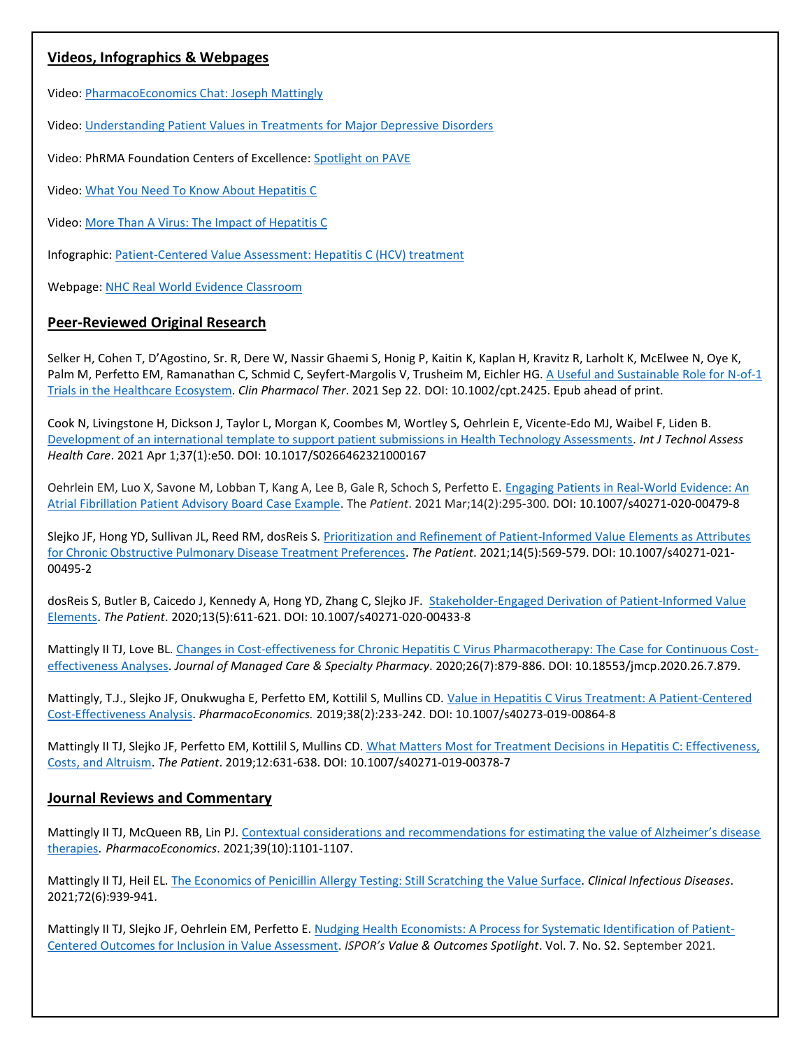## Videos, Infographics & Webpages

Video: PharmacoEconomics Chat: Joseph Mattingly

Video: Understanding Patient Values in Treatments for Major Depressive Disorders

Video: PhRMA Foundation Centers of Excellence: Spotlight on PAVE

Video: What You Need To Know About Hepatitis C

Video: More Than A Virus: The Impact of Hepatitis C

Infographic: Patient-Centered Value Assessment: Hepatitis C (HCV) treatment

Webpage: NHC Real World Evidence Classroom

## Peer-Reviewed Original Research

Selker H, Cohen T, D'Agostino, Sr. R, Dere W, Nassir Ghaemi S, Honig P, Kaitin K, Kaplan H, Kravitz R, Larholt K, McElwee N, Oye K, Palm M, Perfetto EM, Ramanathan C, Schmid C, Seyfert-Margolis V, Trusheim M, Eichler HG. A Useful and Sustainable Role for N-of-1 Trials in the Healthcare Ecosystem. *Clin Pharmacol Ther*. 2021 Sep 22. DOI: 10.1002/cpt.2425. Epub ahead of print.

Cook N, Livingstone H, Dickson J, Taylor L, Morgan K, Coombes M, Wortley S, Oehrlein E, Vicente-Edo MJ, Waibel F, Liden B. Development of an international template to support patient submissions in Health Technology Assessments. *Int J Technol Assess Health Care*. 2021 Apr 1;37(1):e50. DOI: 10.1017/S0266462321000167

Oehrlein EM, Luo X, Savone M, Lobban T, Kang A, Lee B, Gale R, Schoch S, Perfetto E. Engaging Patients in Real-World Evidence: An Atrial Fibrillation Patient Advisory Board Case Example. The *Patient*. 2021 Mar;14(2):295-300. DOI: 10.1007/s40271-020-00479-8

Slejko JF, Hong YD, Sullivan JL, Reed RM, dosReis S. Prioritization and Refinement of Patient-Informed Value Elements as Attributes for Chronic Obstructive Pulmonary Disease Treatment Preferences. *The Patient*. 2021;14(5):569-579. DOI: 10.1007/s40271-021-00495-2

dosReis S, Butler B, Caicedo J, Kennedy A, Hong YD, Zhang C, Slejko JF. Stakeholder-Engaged Derivation of Patient-Informed Value Elements. *The Patient*. 2020;13(5):611-621. DOI: 10.1007/s40271-020-00433-8

Mattingly II TJ, Love BL. Changes in Cost-effectiveness for Chronic Hepatitis C Virus Pharmacotherapy: The Case for Continuous Cost-effectiveness Analyses. *Journal of Managed Care & Specialty Pharmacy*. 2020;26(7):879-886. DOI: 10.18553/jmcp.2020.26.7.879.

Mattingly, T.J., Slejko JF, Onukwugha E, Perfetto EM, Kottilil S, Mullins CD. Value in Hepatitis C Virus Treatment: A Patient-Centered Cost-Effectiveness Analysis. *PharmacoEconomics.* 2019;38(2):233-242. DOI: 10.1007/s40273-019-00864-8

Mattingly II TJ, Slejko JF, Perfetto EM, Kottilil S, Mullins CD. What Matters Most for Treatment Decisions in Hepatitis C: Effectiveness, Costs, and Altruism. *The Patient*. 2019;12:631-638. DOI: 10.1007/s40271-019-00378-7

## Journal Reviews and Commentary

Mattingly II TJ, McQueen RB, Lin PJ. Contextual considerations and recommendations for estimating the value of Alzheimer's disease therapies. *PharmacoEconomics*. 2021;39(10):1101-1107.

Mattingly II TJ, Heil EL. The Economics of Penicillin Allergy Testing: Still Scratching the Value Surface. *Clinical Infectious Diseases*. 2021;72(6):939-941.

Mattingly II TJ, Slejko JF, Oehrlein EM, Perfetto E. Nudging Health Economists: A Process for Systematic Identification of Patient-Centered Outcomes for Inclusion in Value Assessment. *ISPOR's Value & Outcomes Spotlight*. Vol. 7. No. S2. September 2021.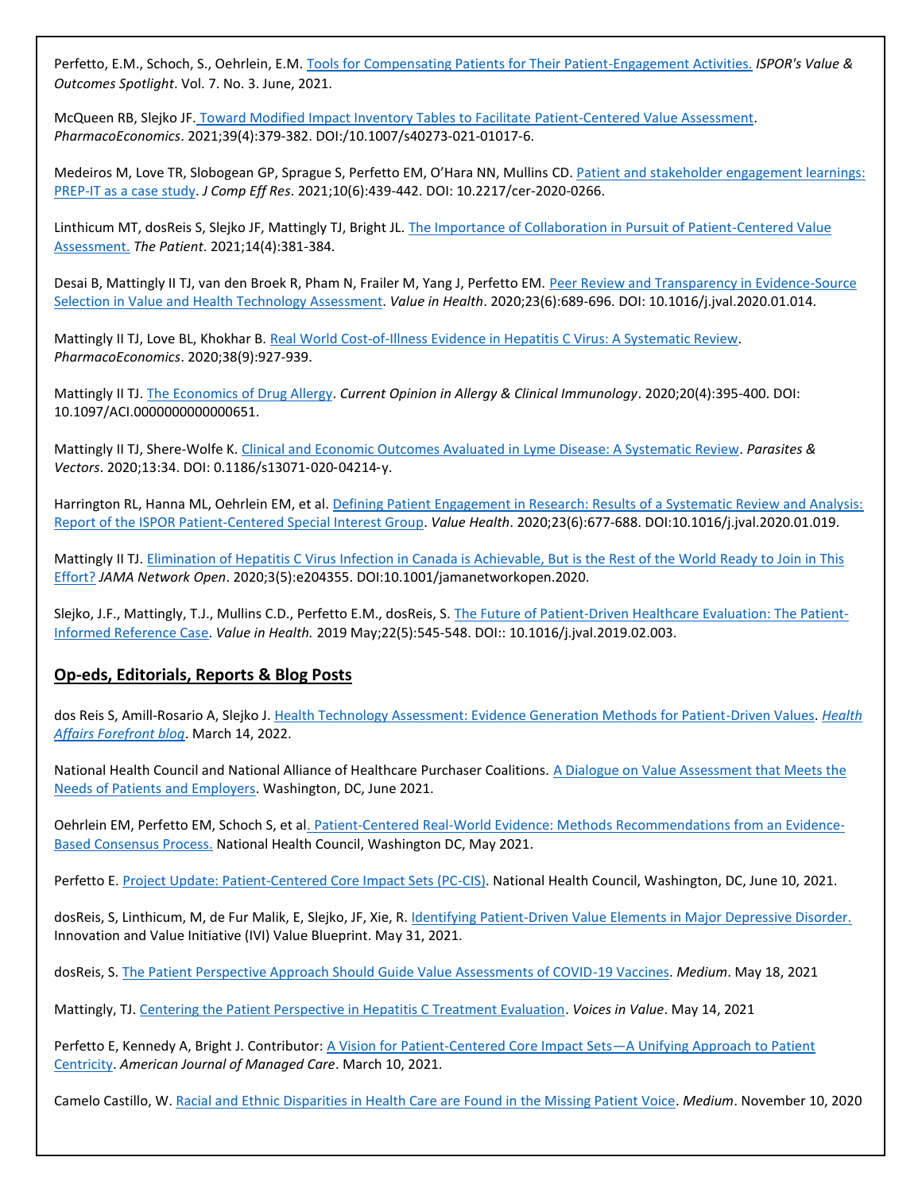Perfetto, E.M., Schoch, S., Oehrlein, E.M. Tools for Compensating Patients for Their Patient-Engagement Activities. *ISPOR's Value & Outcomes Spotlight*. Vol. 7. No. 3. June, 2021.

McQueen RB, Slejko JF. Toward Modified Impact Inventory Tables to Facilitate Patient-Centered Value Assessment. *PharmacoEconomics*. 2021;39(4):379-382. DOI:/10.1007/s40273-021-01017-6.

Medeiros M, Love TR, Slobogean GP, Sprague S, Perfetto EM, O'Hara NN, Mullins CD. Patient and stakeholder engagement learnings: PREP-IT as a case study. *J Comp Eff Res*. 2021;10(6):439-442. DOI: 10.2217/cer-2020-0266.

Linthicum MT, dosReis S, Slejko JF, Mattingly TJ, Bright JL. The Importance of Collaboration in Pursuit of Patient-Centered Value Assessment. *The Patient*. 2021;14(4):381-384.

Desai B, Mattingly II TJ, van den Broek R, Pham N, Frailer M, Yang J, Perfetto EM. Peer Review and Transparency in Evidence-Source Selection in Value and Health Technology Assessment. *Value in Health*. 2020;23(6):689-696. DOI: 10.1016/j.jval.2020.01.014.

Mattingly II TJ, Love BL, Khokhar B. Real World Cost-of-Illness Evidence in Hepatitis C Virus: A Systematic Review. *PharmacoEconomics*. 2020;38(9):927-939.

Mattingly II TJ. The Economics of Drug Allergy. *Current Opinion in Allergy & Clinical Immunology*. 2020;20(4):395-400. DOI: 10.1097/ACI.0000000000000651.

Mattingly II TJ, Shere-Wolfe K. Clinical and Economic Outcomes Avaluated in Lyme Disease: A Systematic Review. *Parasites & Vectors*. 2020;13:34. DOI: 0.1186/s13071-020-04214-y.

Harrington RL, Hanna ML, Oehrlein EM, et al. Defining Patient Engagement in Research: Results of a Systematic Review and Analysis: Report of the ISPOR Patient-Centered Special Interest Group. *Value Health*. 2020;23(6):677-688. DOI:10.1016/j.jval.2020.01.019.

Mattingly II TJ. Elimination of Hepatitis C Virus Infection in Canada is Achievable, But is the Rest of the World Ready to Join in This Effort? *JAMA Network Open*. 2020;3(5):e204355. DOI:10.1001/jamanetworkopen.2020.

Slejko, J.F., Mattingly, T.J., Mullins C.D., Perfetto E.M., dosReis, S. The Future of Patient-Driven Healthcare Evaluation: The Patient-Informed Reference Case. *Value in Health.* 2019 May;22(5):545-548. DOI:: 10.1016/j.jval.2019.02.003.

## Op-eds, Editorials, Reports & Blog Posts

dos Reis S, Amill-Rosario A, Slejko J. Health Technology Assessment: Evidence Generation Methods for Patient-Driven Values. *Health Affairs Forefront blog*. March 14, 2022.

National Health Council and National Alliance of Healthcare Purchaser Coalitions. A Dialogue on Value Assessment that Meets the Needs of Patients and Employers. Washington, DC, June 2021.

Oehrlein EM, Perfetto EM, Schoch S, et al. Patient-Centered Real-World Evidence: Methods Recommendations from an Evidence-Based Consensus Process. National Health Council, Washington DC, May 2021.

Perfetto E. Project Update: Patient-Centered Core Impact Sets (PC-CIS). National Health Council, Washington, DC, June 10, 2021.

dosReis, S, Linthicum, M, de Fur Malik, E, Slejko, JF, Xie, R. Identifying Patient-Driven Value Elements in Major Depressive Disorder. Innovation and Value Initiative (IVI) Value Blueprint. May 31, 2021.

dosReis, S. The Patient Perspective Approach Should Guide Value Assessments of COVID-19 Vaccines. *Medium*. May 18, 2021

Mattingly, TJ. Centering the Patient Perspective in Hepatitis C Treatment Evaluation. *Voices in Value*. May 14, 2021

Perfetto E, Kennedy A, Bright J. Contributor: A Vision for Patient-Centered Core Impact Sets—A Unifying Approach to Patient Centricity. *American Journal of Managed Care*. March 10, 2021.

Camelo Castillo, W. Racial and Ethnic Disparities in Health Care are Found in the Missing Patient Voice. *Medium*. November 10, 2020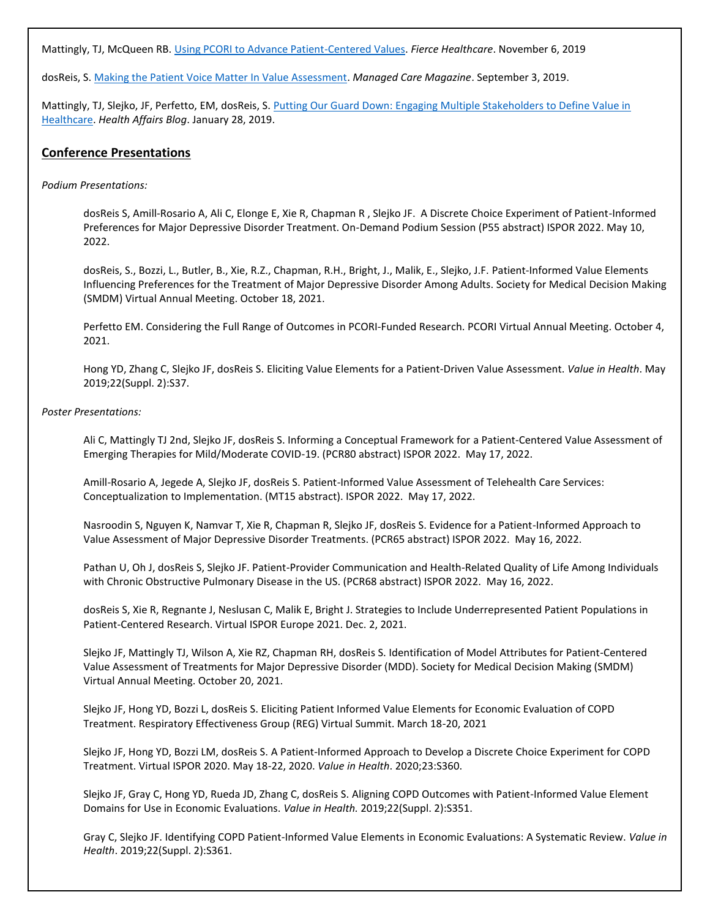Mattingly, TJ, McQueen RB. [Using PCORI to Advance Patient-Centered Values](). *Fierce Healthcare*. November 6, 2019

dosReis, S. [Making the Patient Voice Matter In Value Assessment](). *Managed Care Magazine*. September 3, 2019.

Mattingly, TJ, Slejko, JF, Perfetto, EM, dosReis, S. [Putting Our Guard Down: Engaging Multiple Stakeholders to Define Value in Healthcare](). *Health Affairs Blog*. January 28, 2019.

## Conference Presentations

*Podium Presentations:*

dosReis S, Amill-Rosario A, Ali C, Elonge E, Xie R, Chapman R , Slejko JF. A Discrete Choice Experiment of Patient-Informed Preferences for Major Depressive Disorder Treatment. On-Demand Podium Session (P55 abstract) ISPOR 2022. May 10, 2022.

dosReis, S., Bozzi, L., Butler, B., Xie, R.Z., Chapman, R.H., Bright, J., Malik, E., Slejko, J.F. Patient-Informed Value Elements Influencing Preferences for the Treatment of Major Depressive Disorder Among Adults. Society for Medical Decision Making (SMDM) Virtual Annual Meeting. October 18, 2021.

Perfetto EM. Considering the Full Range of Outcomes in PCORI-Funded Research. PCORI Virtual Annual Meeting. October 4, 2021.

Hong YD, Zhang C, Slejko JF, dosReis S. Eliciting Value Elements for a Patient-Driven Value Assessment. *Value in Health*. May 2019;22(Suppl. 2):S37.

*Poster Presentations:*

Ali C, Mattingly TJ 2nd, Slejko JF, dosReis S. Informing a Conceptual Framework for a Patient-Centered Value Assessment of Emerging Therapies for Mild/Moderate COVID-19. (PCR80 abstract) ISPOR 2022. May 17, 2022.

Amill-Rosario A, Jegede A, Slejko JF, dosReis S. Patient-Informed Value Assessment of Telehealth Care Services: Conceptualization to Implementation. (MT15 abstract). ISPOR 2022. May 17, 2022.

Nasroodin S, Nguyen K, Namvar T, Xie R, Chapman R, Slejko JF, dosReis S. Evidence for a Patient-Informed Approach to Value Assessment of Major Depressive Disorder Treatments. (PCR65 abstract) ISPOR 2022. May 16, 2022.

Pathan U, Oh J, dosReis S, Slejko JF. Patient-Provider Communication and Health-Related Quality of Life Among Individuals with Chronic Obstructive Pulmonary Disease in the US. (PCR68 abstract) ISPOR 2022. May 16, 2022.

dosReis S, Xie R, Regnante J, Neslusan C, Malik E, Bright J. Strategies to Include Underrepresented Patient Populations in Patient-Centered Research. Virtual ISPOR Europe 2021. Dec. 2, 2021.

Slejko JF, Mattingly TJ, Wilson A, Xie RZ, Chapman RH, dosReis S. Identification of Model Attributes for Patient-Centered Value Assessment of Treatments for Major Depressive Disorder (MDD). Society for Medical Decision Making (SMDM) Virtual Annual Meeting. October 20, 2021.

Slejko JF, Hong YD, Bozzi L, dosReis S. Eliciting Patient Informed Value Elements for Economic Evaluation of COPD Treatment. Respiratory Effectiveness Group (REG) Virtual Summit. March 18-20, 2021

Slejko JF, Hong YD, Bozzi LM, dosReis S. A Patient-Informed Approach to Develop a Discrete Choice Experiment for COPD Treatment. Virtual ISPOR 2020. May 18-22, 2020. *Value in Health*. 2020;23:S360.

Slejko JF, Gray C, Hong YD, Rueda JD, Zhang C, dosReis S. Aligning COPD Outcomes with Patient-Informed Value Element Domains for Use in Economic Evaluations. *Value in Health.* 2019;22(Suppl. 2):S351.

Gray C, Slejko JF. Identifying COPD Patient-Informed Value Elements in Economic Evaluations: A Systematic Review. *Value in Health*. 2019;22(Suppl. 2):S361.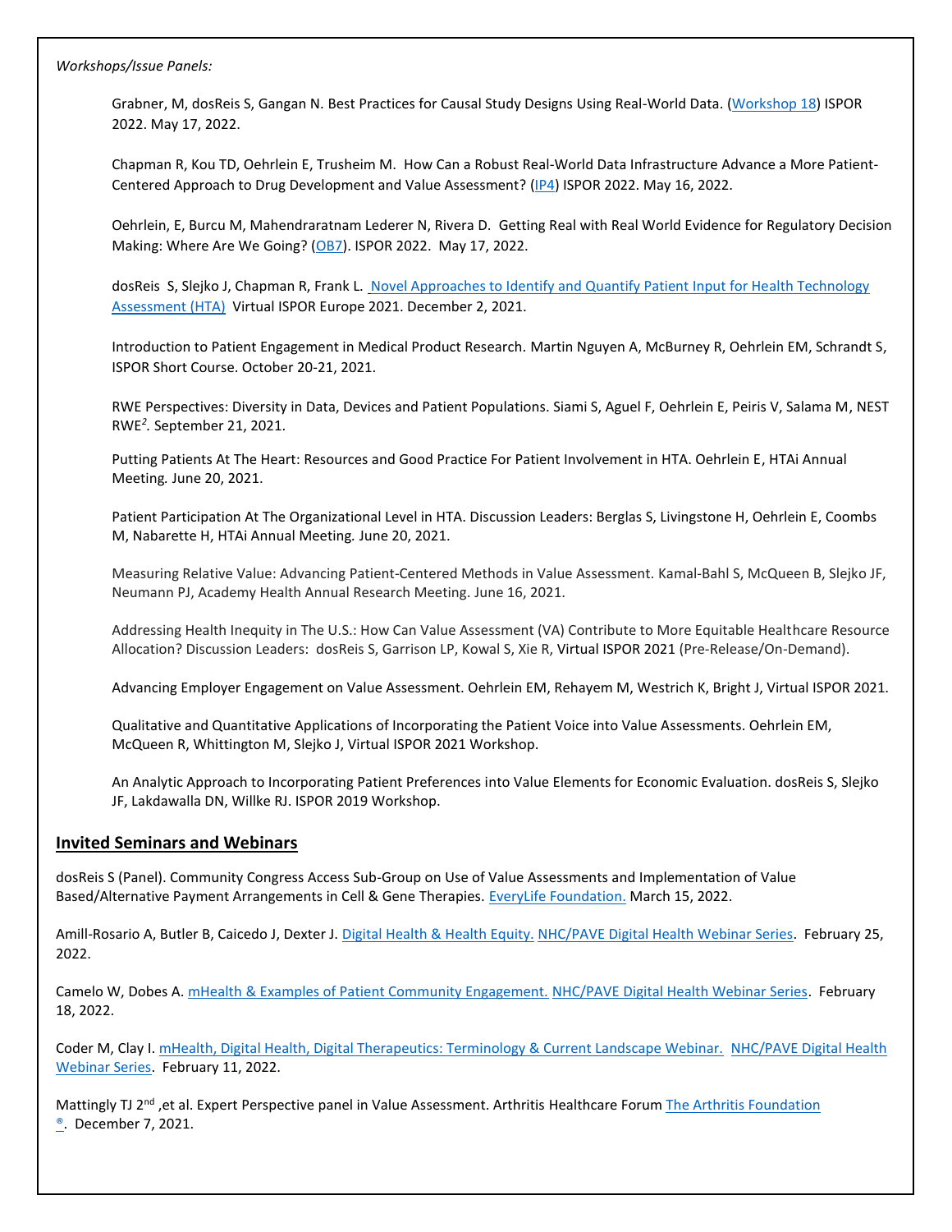*Workshops/Issue Panels:*

Grabner, M, dosReis S, Gangan N. Best Practices for Causal Study Designs Using Real-World Data. (Workshop 18) ISPOR 2022. May 17, 2022.

Chapman R, Kou TD, Oehrlein E, Trusheim M. How Can a Robust Real-World Data Infrastructure Advance a More Patient-Centered Approach to Drug Development and Value Assessment? (IP4) ISPOR 2022. May 16, 2022.

Oehrlein, E, Burcu M, Mahendraratnam Lederer N, Rivera D. Getting Real with Real World Evidence for Regulatory Decision Making: Where Are We Going? (OB7). ISPOR 2022. May 17, 2022.

dosReis S, Slejko J, Chapman R, Frank L. Novel Approaches to Identify and Quantify Patient Input for Health Technology Assessment (HTA) Virtual ISPOR Europe 2021. December 2, 2021.

Introduction to Patient Engagement in Medical Product Research. Martin Nguyen A, McBurney R, Oehrlein EM, Schrandt S, ISPOR Short Course. October 20-21, 2021.

RWE Perspectives: Diversity in Data, Devices and Patient Populations. Siami S, Aguel F, Oehrlein E, Peiris V, Salama M, NEST RWE[2]. September 21, 2021.

Putting Patients At The Heart: Resources and Good Practice For Patient Involvement in HTA. Oehrlein E, HTAi Annual Meeting. June 20, 2021.

Patient Participation At The Organizational Level in HTA. Discussion Leaders: Berglas S, Livingstone H, Oehrlein E, Coombs M, Nabarette H, HTAi Annual Meeting. June 20, 2021.

Measuring Relative Value: Advancing Patient-Centered Methods in Value Assessment. Kamal-Bahl S, McQueen B, Slejko JF, Neumann PJ, Academy Health Annual Research Meeting. June 16, 2021.

Addressing Health Inequity in The U.S.: How Can Value Assessment (VA) Contribute to More Equitable Healthcare Resource Allocation? Discussion Leaders: dosReis S, Garrison LP, Kowal S, Xie R, Virtual ISPOR 2021 (Pre-Release/On-Demand).

Advancing Employer Engagement on Value Assessment. Oehrlein EM, Rehayem M, Westrich K, Bright J, Virtual ISPOR 2021.

Qualitative and Quantitative Applications of Incorporating the Patient Voice into Value Assessments. Oehrlein EM, McQueen R, Whittington M, Slejko J, Virtual ISPOR 2021 Workshop.

An Analytic Approach to Incorporating Patient Preferences into Value Elements for Economic Evaluation. dosReis S, Slejko JF, Lakdawalla DN, Willke RJ. ISPOR 2019 Workshop.

## Invited Seminars and Webinars

dosReis S (Panel). Community Congress Access Sub-Group on Use of Value Assessments and Implementation of Value Based/Alternative Payment Arrangements in Cell & Gene Therapies. EveryLife Foundation. March 15, 2022.

Amill-Rosario A, Butler B, Caicedo J, Dexter J. Digital Health & Health Equity. NHC/PAVE Digital Health Webinar Series. February 25, 2022.

Camelo W, Dobes A. mHealth & Examples of Patient Community Engagement. NHC/PAVE Digital Health Webinar Series. February 18, 2022.

Coder M, Clay I. mHealth, Digital Health, Digital Therapeutics: Terminology & Current Landscape Webinar. NHC/PAVE Digital Health Webinar Series. February 11, 2022.

Mattingly TJ 2nd ,et al. Expert Perspective panel in Value Assessment. Arthritis Healthcare Forum The Arthritis Foundation ®. December 7, 2021.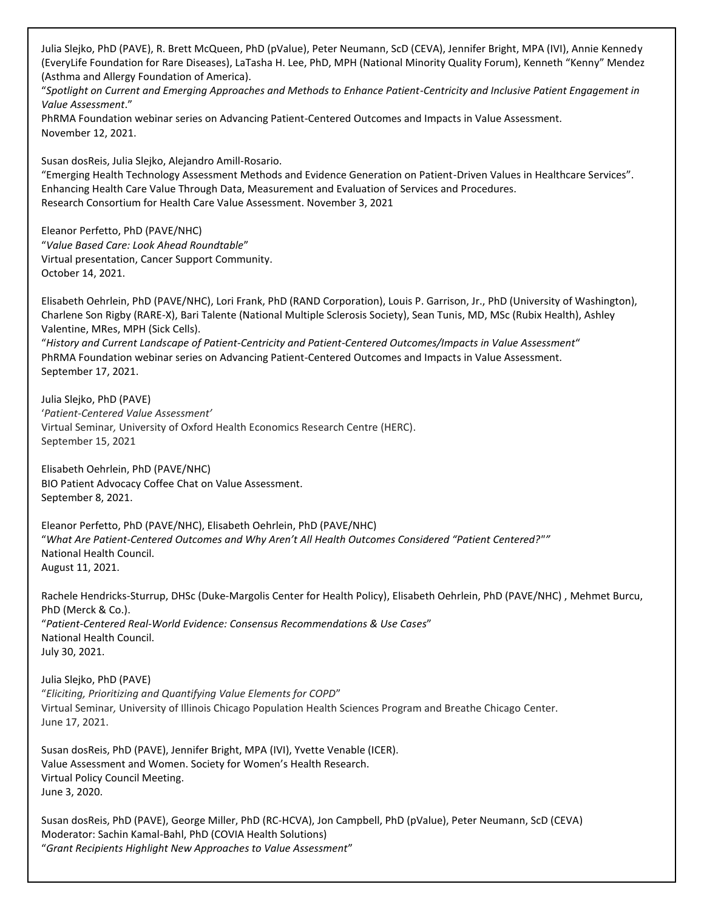Julia Slejko, PhD (PAVE), R. Brett McQueen, PhD (pValue), Peter Neumann, ScD (CEVA), Jennifer Bright, MPA (IVI), Annie Kennedy (EveryLife Foundation for Rare Diseases), LaTasha H. Lee, PhD, MPH (National Minority Quality Forum), Kenneth "Kenny" Mendez (Asthma and Allergy Foundation of America).
"*Spotlight on Current and Emerging Approaches and Methods to Enhance Patient-Centricity and Inclusive Patient Engagement in Value Assessment*."
PhRMA Foundation webinar series on Advancing Patient-Centered Outcomes and Impacts in Value Assessment.
November 12, 2021.

Susan dosReis, Julia Slejko, Alejandro Amill-Rosario.
"Emerging Health Technology Assessment Methods and Evidence Generation on Patient-Driven Values in Healthcare Services".
Enhancing Health Care Value Through Data, Measurement and Evaluation of Services and Procedures.
Research Consortium for Health Care Value Assessment. November 3, 2021

Eleanor Perfetto, PhD (PAVE/NHC)
"*Value Based Care: Look Ahead Roundtable*"
Virtual presentation, Cancer Support Community.
October 14, 2021.

Elisabeth Oehrlein, PhD (PAVE/NHC), Lori Frank, PhD (RAND Corporation), Louis P. Garrison, Jr., PhD (University of Washington), Charlene Son Rigby (RARE-X), Bari Talente (National Multiple Sclerosis Society), Sean Tunis, MD, MSc (Rubix Health), Ashley Valentine, MRes, MPH (Sick Cells).
"*History and Current Landscape of Patient-Centricity and Patient-Centered Outcomes/Impacts in Value Assessment*"
PhRMA Foundation webinar series on Advancing Patient-Centered Outcomes and Impacts in Value Assessment.
September 17, 2021.

Julia Slejko, PhD (PAVE)
'*Patient-Centered Value Assessment'*
Virtual Seminar, University of Oxford Health Economics Research Centre (HERC).
September 15, 2021

Elisabeth Oehrlein, PhD (PAVE/NHC)
BIO Patient Advocacy Coffee Chat on Value Assessment.
September 8, 2021.

Eleanor Perfetto, PhD (PAVE/NHC), Elisabeth Oehrlein, PhD (PAVE/NHC)
"*What Are Patient-Centered Outcomes and Why Aren't All Health Outcomes Considered "Patient Centered?""*
National Health Council.
August 11, 2021.

Rachele Hendricks-Sturrup, DHSc (Duke-Margolis Center for Health Policy), Elisabeth Oehrlein, PhD (PAVE/NHC) , Mehmet Burcu, PhD (Merck & Co.).
"*Patient-Centered Real-World Evidence: Consensus Recommendations & Use Cases*"
National Health Council.
July 30, 2021.

Julia Slejko, PhD (PAVE)
"*Eliciting, Prioritizing and Quantifying Value Elements for COPD*"
Virtual Seminar, University of Illinois Chicago Population Health Sciences Program and Breathe Chicago Center.
June 17, 2021.

Susan dosReis, PhD (PAVE), Jennifer Bright, MPA (IVI), Yvette Venable (ICER).
Value Assessment and Women. Society for Women's Health Research.
Virtual Policy Council Meeting.
June 3, 2020.

Susan dosReis, PhD (PAVE), George Miller, PhD (RC-HCVA), Jon Campbell, PhD (pValue), Peter Neumann, ScD (CEVA)
Moderator: Sachin Kamal-Bahl, PhD (COVIA Health Solutions)
"*Grant Recipients Highlight New Approaches to Value Assessment*"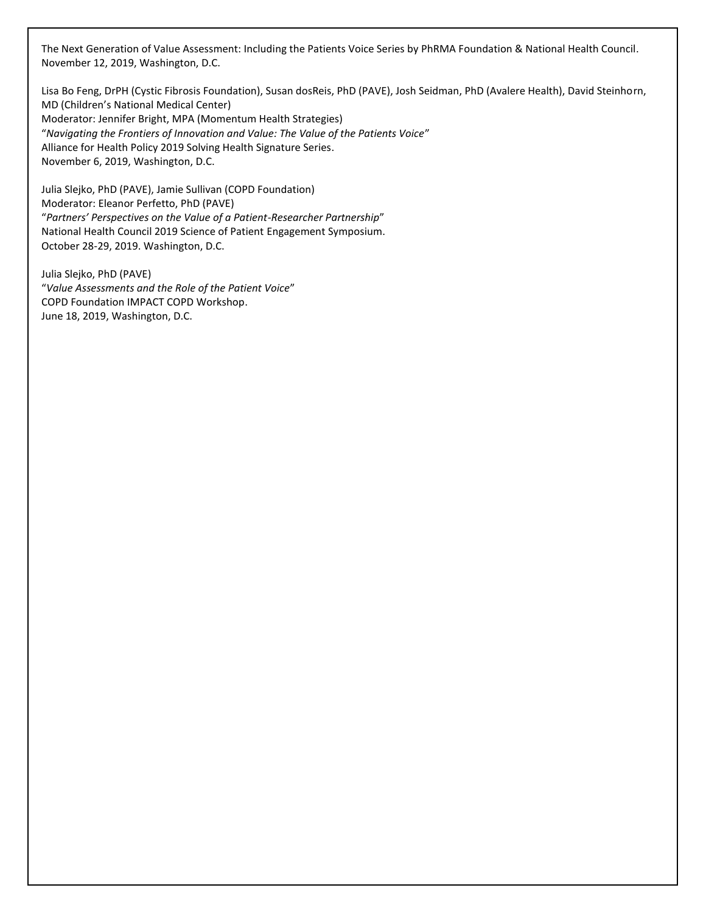The Next Generation of Value Assessment: Including the Patients Voice Series by PhRMA Foundation & National Health Council.
November 12, 2019, Washington, D.C.

Lisa Bo Feng, DrPH (Cystic Fibrosis Foundation), Susan dosReis, PhD (PAVE), Josh Seidman, PhD (Avalere Health), David Steinhorn, MD (Children's National Medical Center)
Moderator: Jennifer Bright, MPA (Momentum Health Strategies)
"*Navigating the Frontiers of Innovation and Value: The Value of the Patients Voice*"
Alliance for Health Policy 2019 Solving Health Signature Series.
November 6, 2019, Washington, D.C.

Julia Slejko, PhD (PAVE), Jamie Sullivan (COPD Foundation)
Moderator: Eleanor Perfetto, PhD (PAVE)
"*Partners' Perspectives on the Value of a Patient-Researcher Partnership*"
National Health Council 2019 Science of Patient Engagement Symposium.
October 28-29, 2019. Washington, D.C.

Julia Slejko, PhD (PAVE)
"*Value Assessments and the Role of the Patient Voice*"
COPD Foundation IMPACT COPD Workshop.
June 18, 2019, Washington, D.C.